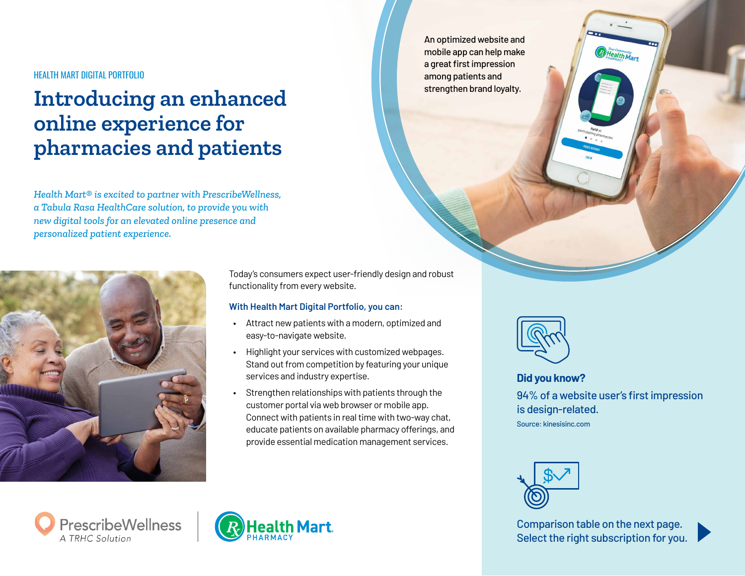HEALTH MART DIGITAL PORTFOLIO

# Introducing an enhanced online experience for pharmacies and patients

*Health Mart® is excited to partner with PrescribeWellness, a Tabula Rasa HealthCare solution, to provide you with new digital tools for an elevated online presence and personalized patient experience.*

An optimized website and mobile app can help make a great first impression among patients and strengthen brand loyalty.

Today's consumers expect user-friendly design and robust functionality from every website.

**With Health Mart Digital Portfolio, you can:**

- Attract new patients with a modern, optimized and easy-to-navigate website.
- Highlight your services with customized webpages. Stand out from competition by featuring your unique services and industry expertise.
- Strengthen relationships with patients through the customer portal via web browser or mobile app. Connect with patients in real time with two-way chat, educate patients on available pharmacy offerings, and provide essential medication management services.

**Did you know?**

94% of a website user's first impression is design-related.

Source: kinesisinc.com

Comparison table on the next page. Select the right subscription for you.

PrescribeWellness
A TRHC Solution

Health Mart PHARMACY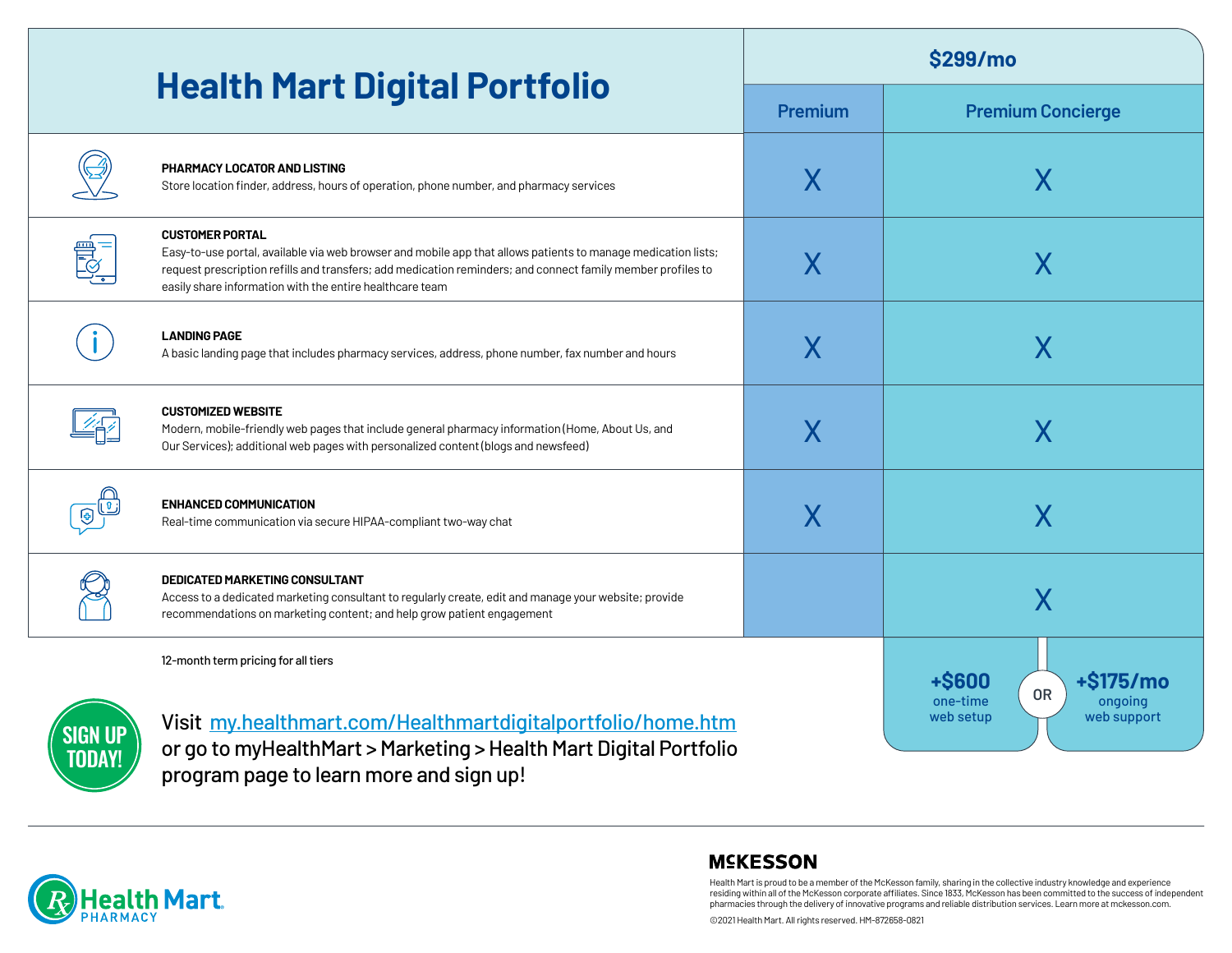# Health Mart Digital Portfolio

| | $299/mo | |
|---|---|---|
| | **Premium** | **Premium Concierge** |
| **PHARMACY LOCATOR AND LISTING**<br>Store location finder, address, hours of operation, phone number, and pharmacy services | X | X |
| **CUSTOMER PORTAL**<br>Easy-to-use portal, available via web browser and mobile app that allows patients to manage medication lists; request prescription refills and transfers; add medication reminders; and connect family member profiles to easily share information with the entire healthcare team | X | X |
| **LANDING PAGE**<br>A basic landing page that includes pharmacy services, address, phone number, fax number and hours | X | X |
| **CUSTOMIZED WEBSITE**<br>Modern, mobile-friendly web pages that include general pharmacy information (Home, About Us, and Our Services); additional web pages with personalized content (blogs and newsfeed) | X | X |
| **ENHANCED COMMUNICATION**<br>Real-time communication via secure HIPAA-compliant two-way chat | X | X |
| **DEDICATED MARKETING CONSULTANT**<br>Access to a dedicated marketing consultant to regularly create, edit and manage your website; provide recommendations on marketing content; and help grow patient engagement | | X |
| | | **+$600** one-time web setup OR **+$175/mo** ongoing web support |

12-month term pricing for all tiers

**SIGN UP TODAY!**

Visit [my.healthmart.com/Healthmartdigitalportfolio/home.htm](my.healthmart.com/Healthmartdigitalportfolio/home.htm) or go to myHealthMart > Marketing > Health Mart Digital Portfolio program page to learn more and sign up!

Health Mart PHARMACY

MCKESSON

Health Mart is proud to be a member of the McKesson family, sharing in the collective industry knowledge and experience residing within all of the McKesson corporate affiliates. Since 1833, McKesson has been committed to the success of independent pharmacies through the delivery of innovative programs and reliable distribution services. Learn more at mckesson.com.

©2021 Health Mart. All rights reserved. HM-872658-0821